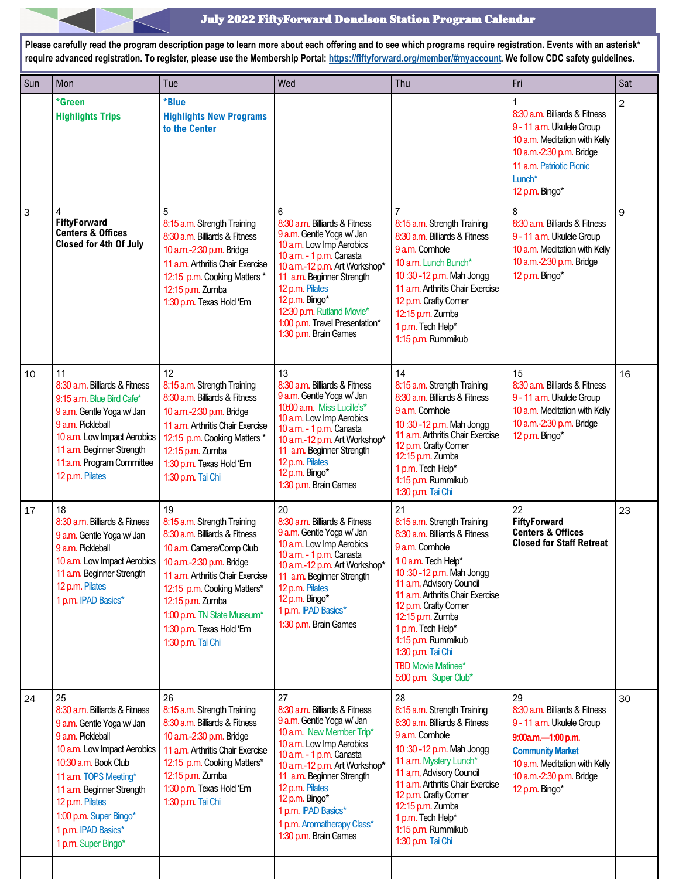# July 2022 FiftyForward Donelson Station Program Calendar

**Please carefully read the program description page to learn more about each offering and to see which programs require registration. Events with an asterisk* require advanced registration. To register, please use the Membership Portal: https://fiftyforward.org/member/#myaccount. We follow CDC safety guidelines.**

| Sun | Mon | Tue | Wed | Thu | Fri | Sat |
|---|---|---|---|---|---|---|
| | **\*Green**<br>**Highlights Trips** | **\*Blue**<br>**Highlights New Programs to the Center** | | | 1<br>8:30 a.m. Billiards & Fitness<br>9 - 11 a.m. Ukulele Group<br>10 a.m. Meditation with Kelly<br>10 a.m.-2:30 p.m. Bridge<br>11 a.m. Patriotic Picnic Lunch*<br>12 p.m. Bingo* | 2 |
| 3 | 4<br>**FiftyForward Centers & Offices Closed for 4th Of July** | 5<br>8:15 a.m. Strength Training<br>8:30 a.m. Billiards & Fitness<br>10 a.m.-2:30 p.m. Bridge<br>11 a.m. Arthritis Chair Exercise<br>12:15 p.m. Cooking Matters *<br>12:15 p.m. Zumba<br>1:30 p.m. Texas Hold 'Em | 6<br>8:30 a.m. Billiards & Fitness<br>9 a.m. Gentle Yoga w/ Jan<br>10 a.m. Low Imp Aerobics<br>10 a.m. - 1 p.m. Canasta<br>10 a.m.-12 p.m. Art Workshop*<br>11 a.m. Beginner Strength<br>12 p.m. Pilates<br>12 p.m. Bingo*<br>12:30 p.m. Rutland Movie*<br>1:00 p.m. Travel Presentation*<br>1:30 p.m. Brain Games | 7<br>8:15 a.m. Strength Training<br>8:30 a.m. Billiards & Fitness<br>9 a.m. Cornhole<br>10 a.m. Lunch Bunch*<br>10 :30 -12 p.m. Mah Jongg<br>11 a.m. Arthritis Chair Exercise<br>12 p.m. Crafty Corner<br>12:15 p.m. Zumba<br>1 p.m. Tech Help*<br>1:15 p.m. Rummikub | 8<br>8:30 a.m. Billiards & Fitness<br>9 - 11 a.m. Ukulele Group<br>10 a.m. Meditation with Kelly<br>10 a.m.-2:30 p.m. Bridge<br>12 p.m. Bingo* | 9 |
| 10 | 11<br>8:30 a.m. Billiards & Fitness<br>9:15 a.m. Blue Bird Cafe*<br>9 a.m. Gentle Yoga w/ Jan<br>9 a.m. Pickleball<br>10 a.m. Low Impact Aerobics<br>11 a.m. Beginner Strength<br>11:a.m. Program Committee<br>12 p.m. Pilates | 12<br>8:15 a.m. Strength Training<br>8:30 a.m. Billiards & Fitness<br>10 a.m.-2:30 p.m. Bridge<br>11 a.m. Arthritis Chair Exercise<br>12:15 p.m. Cooking Matters *<br>12:15 p.m. Zumba<br>1:30 p.m. Texas Hold 'Em<br>1:30 p.m. Tai Chi | 13<br>8:30 a.m. Billiards & Fitness<br>9 a.m. Gentle Yoga w/ Jan<br>10:00 a.m. Miss Lucille's*<br>10 a.m. Low Imp Aerobics<br>10 a.m. - 1 p.m. Canasta<br>10 a.m.-12 p.m. Art Workshop*<br>11 a.m. Beginner Strength<br>12 p.m. Pilates<br>12 p.m. Bingo*<br>1:30 p.m. Brain Games | 14<br>8:15 a.m. Strength Training<br>8:30 a.m. Billiards & Fitness<br>9 a.m. Cornhole<br>10 :30 -12 p.m. Mah Jongg<br>11 a.m. Arthritis Chair Exercise<br>12 p.m. Crafty Corner<br>12:15 p.m. Zumba<br>1 p.m. Tech Help*<br>1:15 p.m. Rummikub<br>1:30 p.m. Tai Chi | 15<br>8:30 a.m. Billiards & Fitness<br>9 - 11 a.m. Ukulele Group<br>10 a.m. Meditation with Kelly<br>10 a.m.-2:30 p.m. Bridge<br>12 p.m. Bingo* | 16 |
| 17 | 18<br>8:30 a.m. Billiards & Fitness<br>9 a.m. Gentle Yoga w/ Jan<br>9 a.m. Pickleball<br>10 a.m. Low Impact Aerobics<br>11 a.m. Beginner Strength<br>12 p.m. Pilates<br>1 p.m. IPAD Basics* | 19<br>8:15 a.m. Strength Training<br>8:30 a.m. Billiards & Fitness<br>10 a.m. Camera/Comp Club<br>10 a.m.-2:30 p.m. Bridge<br>11 a.m. Arthritis Chair Exercise<br>12:15 p.m. Cooking Matters*<br>12:15 p.m. Zumba<br>1:00 p.m. TN State Museum*<br>1:30 p.m. Texas Hold 'Em<br>1:30 p.m. Tai Chi | 20<br>8:30 a.m. Billiards & Fitness<br>9 a.m. Gentle Yoga w/ Jan<br>10 a.m. Low Imp Aerobics<br>10 a.m. - 1 p.m. Canasta<br>10 a.m.-12 p.m. Art Workshop*<br>11 a.m. Beginner Strength<br>12 p.m. Pilates<br>12 p.m. Bingo*<br>1 p.m. IPAD Basics*<br>1:30 p.m. Brain Games | 21<br>8:15 a.m. Strength Training<br>8:30 a.m. Billiards & Fitness<br>9 a.m. Cornhole<br>1 0 a.m. Tech Help*<br>10 :30 -12 p.m. Mah Jongg<br>11 a,m, Advisory Council<br>11 a.m. Arthritis Chair Exercise<br>12 p.m. Crafty Corner<br>12:15 p.m. Zumba<br>1 p.m. Tech Help*<br>1:15 p.m. Rummikub<br>1:30 p.m. Tai Chi<br>TBD Movie Matinee*<br>5:00 p.m. Super Club* | 22<br>**FiftyForward Centers & Offices Closed for Staff Retreat** | 23 |
| 24 | 25<br>8:30 a.m. Billiards & Fitness<br>9 a.m. Gentle Yoga w/ Jan<br>9 a.m. Pickleball<br>10 a.m. Low Impact Aerobics<br>10:30 a.m. Book Club<br>11 a.m. TOPS Meeting*<br>11 a.m. Beginner Strength<br>12 p.m. Pilates<br>1:00 p.m. Super Bingo*<br>1 p.m. IPAD Basics*<br>1 p.m. Super Bingo* | 26<br>8:15 a.m. Strength Training<br>8:30 a.m. Billiards & Fitness<br>10 a.m.-2:30 p.m. Bridge<br>11 a.m. Arthritis Chair Exercise<br>12:15 p.m. Cooking Matters*<br>12:15 p.m. Zumba<br>1:30 p.m. Texas Hold 'Em<br>1:30 p.m. Tai Chi | 27<br>8:30 a.m. Billiards & Fitness<br>9 a.m. Gentle Yoga w/ Jan<br>10 a.m. New Member Trip*<br>10 a.m. Low Imp Aerobics<br>10 a.m. - 1 p.m. Canasta<br>10 a.m.-12 p.m. Art Workshop*<br>11 a.m. Beginner Strength<br>12 p.m. Pilates<br>12 p.m. Bingo*<br>1 p.m. IPAD Basics*<br>1 p.m. Aromatherapy Class*<br>1:30 p.m. Brain Games | 28<br>8:15 a.m. Strength Training<br>8:30 a.m. Billiards & Fitness<br>9 a.m. Cornhole<br>10 :30 -12 p.m. Mah Jongg<br>11 a.m. Mystery Lunch*<br>11 a,m, Advisory Council<br>11 a.m. Arthritis Chair Exercise<br>12 p.m. Crafty Corner<br>12:15 p.m. Zumba<br>1 p.m. Tech Help*<br>1:15 p.m. Rummikub<br>1:30 p.m. Tai Chi | 29<br>8:30 a.m. Billiards & Fitness<br>9 - 11 a.m. Ukulele Group<br>**9:00a.m.—1:00 p.m. Community Market**<br>10 a.m. Meditation with Kelly<br>10 a.m.-2:30 p.m. Bridge<br>12 p.m. Bingo* | 30 |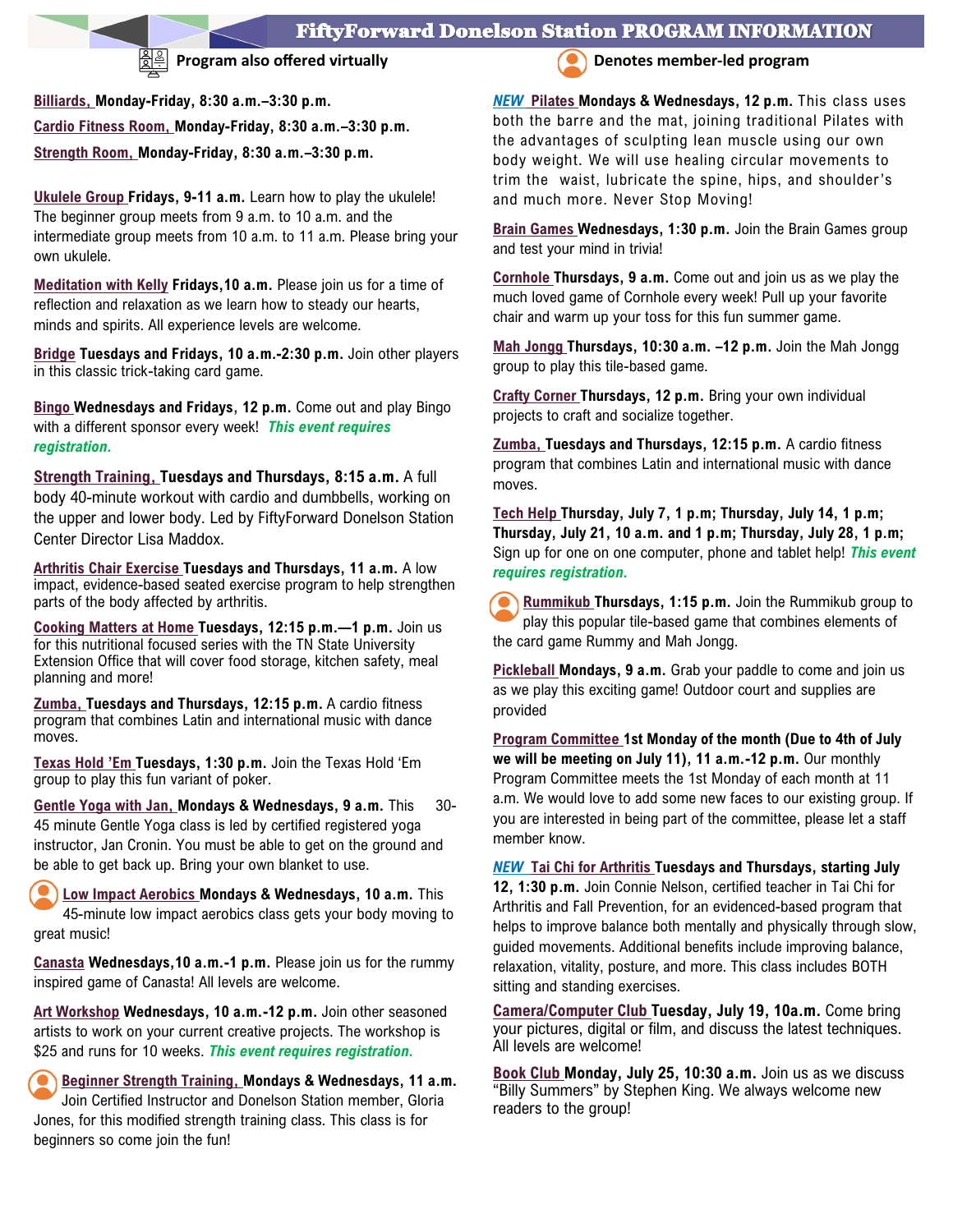# FiftyForward Donelson Station PROGRAM INFORMATION

Program also offered virtually

Denotes member-led program

**Billiards,** **Monday-Friday, 8:30 a.m.–3:30 p.m.**

**Cardio Fitness Room,** **Monday-Friday, 8:30 a.m.–3:30 p.m.**

**Strength Room,** **Monday-Friday, 8:30 a.m.–3:30 p.m.**

**Ukulele Group** **Fridays, 9-11 a.m.** Learn how to play the ukulele! The beginner group meets from 9 a.m. to 10 a.m. and the intermediate group meets from 10 a.m. to 11 a.m. Please bring your own ukulele.

**Meditation with Kelly** **Fridays,10 a.m.** Please join us for a time of reflection and relaxation as we learn how to steady our hearts, minds and spirits. All experience levels are welcome.

**Bridge** **Tuesdays and Fridays, 10 a.m.-2:30 p.m.** Join other players in this classic trick-taking card game.

**Bingo** **Wednesdays and Fridays, 12 p.m.** Come out and play Bingo with a different sponsor every week! ***This event requires registration.***

**Strength Training,** **Tuesdays and Thursdays, 8:15 a.m.** A full body 40-minute workout with cardio and dumbbells, working on the upper and lower body. Led by FiftyForward Donelson Station Center Director Lisa Maddox.

**Arthritis Chair Exercise** **Tuesdays and Thursdays, 11 a.m.** A low impact, evidence-based seated exercise program to help strengthen parts of the body affected by arthritis.

**Cooking Matters at Home** **Tuesdays, 12:15 p.m.—1 p.m.** Join us for this nutritional focused series with the TN State University Extension Office that will cover food storage, kitchen safety, meal planning and more!

**Zumba,** **Tuesdays and Thursdays, 12:15 p.m.** A cardio fitness program that combines Latin and international music with dance moves.

**Texas Hold 'Em** **Tuesdays, 1:30 p.m.** Join the Texas Hold 'Em group to play this fun variant of poker.

**Gentle Yoga with Jan,** **Mondays & Wednesdays, 9 a.m.** This 30-45 minute Gentle Yoga class is led by certified registered yoga instructor, Jan Cronin. You must be able to get on the ground and be able to get back up. Bring your own blanket to use.

**Low Impact Aerobics** **Mondays & Wednesdays, 10 a.m.** This 45-minute low impact aerobics class gets your body moving to great music!

**Canasta** **Wednesdays,10 a.m.-1 p.m.** Please join us for the rummy inspired game of Canasta! All levels are welcome.

**Art Workshop** **Wednesdays, 10 a.m.-12 p.m.** Join other seasoned artists to work on your current creative projects. The workshop is $25 and runs for 10 weeks. ***This event requires registration.***

**Beginner Strength Training,** **Mondays & Wednesdays, 11 a.m.** Join Certified Instructor and Donelson Station member, Gloria Jones, for this modified strength training class. This class is for beginners so come join the fun!

***NEW*** **Pilates** **Mondays & Wednesdays, 12 p.m.** This class uses both the barre and the mat, joining traditional Pilates with the advantages of sculpting lean muscle using our own body weight. We will use healing circular movements to trim the waist, lubricate the spine, hips, and shoulder's and much more. Never Stop Moving!

**Brain Games** **Wednesdays, 1:30 p.m.** Join the Brain Games group and test your mind in trivia!

**Cornhole** **Thursdays, 9 a.m.** Come out and join us as we play the much loved game of Cornhole every week! Pull up your favorite chair and warm up your toss for this fun summer game.

**Mah Jongg** **Thursdays, 10:30 a.m. –12 p.m.** Join the Mah Jongg group to play this tile-based game.

**Crafty Corner** **Thursdays, 12 p.m.** Bring your own individual projects to craft and socialize together.

**Zumba,** **Tuesdays and Thursdays, 12:15 p.m.** A cardio fitness program that combines Latin and international music with dance moves.

**Tech Help** **Thursday, July 7, 1 p.m; Thursday, July 14, 1 p.m; Thursday, July 21, 10 a.m. and 1 p.m; Thursday, July 28, 1 p.m;** Sign up for one on one computer, phone and tablet help! ***This event requires registration.***

**Rummikub** **Thursdays, 1:15 p.m.** Join the Rummikub group to play this popular tile-based game that combines elements of the card game Rummy and Mah Jongg.

**Pickleball** **Mondays, 9 a.m.** Grab your paddle to come and join us as we play this exciting game! Outdoor court and supplies are provided

**Program Committee** **1st Monday of the month (Due to 4th of July we will be meeting on July 11), 11 a.m.-12 p.m.** Our monthly Program Committee meets the 1st Monday of each month at 11 a.m. We would love to add some new faces to our existing group. If you are interested in being part of the committee, please let a staff member know.

***NEW*** **Tai Chi for Arthritis** **Tuesdays and Thursdays, starting July 12, 1:30 p.m.** Join Connie Nelson, certified teacher in Tai Chi for Arthritis and Fall Prevention, for an evidenced-based program that helps to improve balance both mentally and physically through slow, guided movements. Additional benefits include improving balance, relaxation, vitality, posture, and more. This class includes BOTH sitting and standing exercises.

**Camera/Computer Club** **Tuesday, July 19, 10a.m.** Come bring your pictures, digital or film, and discuss the latest techniques. All levels are welcome!

**Book Club** **Monday, July 25, 10:30 a.m.** Join us as we discuss "Billy Summers" by Stephen King. We always welcome new readers to the group!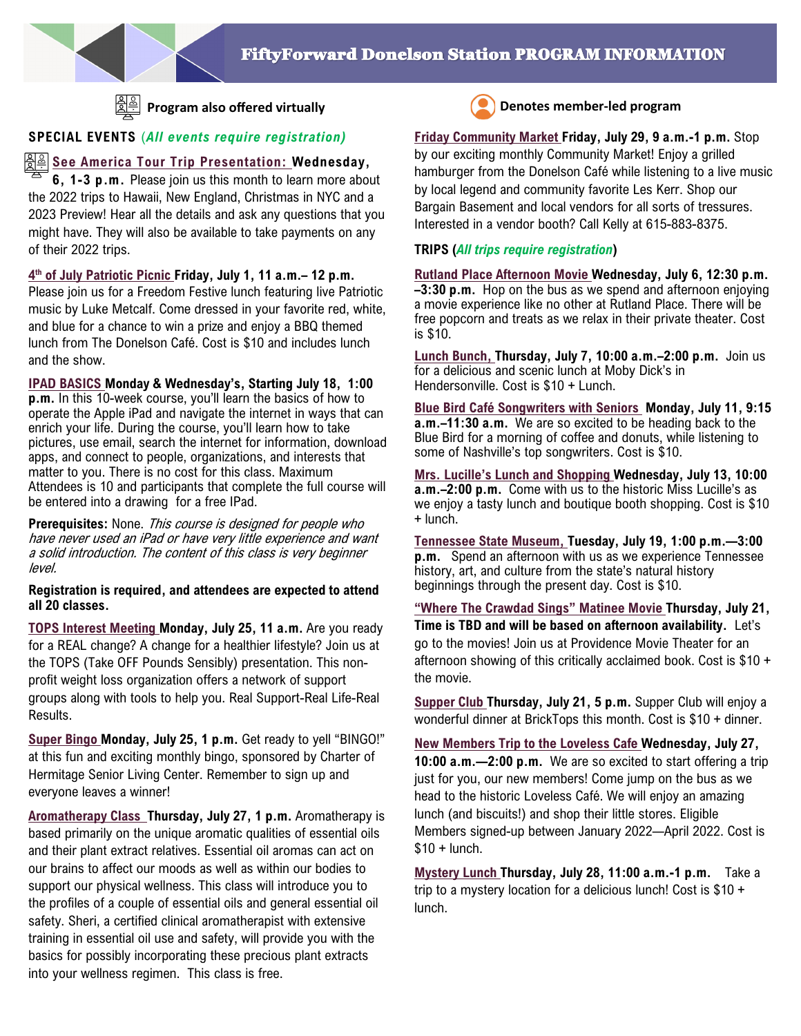# FiftyForward Donelson Station PROGRAM INFORMATION

Program also offered virtually

Denotes member-led program

## SPECIAL EVENTS (*All events require registration*)

**See America Tour Trip Presentation: Wednesday, 6, 1-3 p.m.** Please join us this month to learn more about the 2022 trips to Hawaii, New England, Christmas in NYC and a 2023 Preview! Hear all the details and ask any questions that you might have. They will also be available to take payments on any of their 2022 trips.

**4th of July Patriotic Picnic Friday, July 1, 11 a.m.– 12 p.m.** Please join us for a Freedom Festive lunch featuring live Patriotic music by Luke Metcalf. Come dressed in your favorite red, white, and blue for a chance to win a prize and enjoy a BBQ themed lunch from The Donelson Café. Cost is $10 and includes lunch and the show.

**IPAD BASICS Monday & Wednesday's, Starting July 18, 1:00 p.m.** In this 10-week course, you'll learn the basics of how to operate the Apple iPad and navigate the internet in ways that can enrich your life. During the course, you'll learn how to take pictures, use email, search the internet for information, download apps, and connect to people, organizations, and interests that matter to you. There is no cost for this class. Maximum Attendees is 10 and participants that complete the full course will be entered into a drawing for a free IPad.

**Prerequisites:** None. *This course is designed for people who have never used an iPad or have very little experience and want a solid introduction. The content of this class is very beginner level.*

**Registration is required, and attendees are expected to attend all 20 classes.**

**TOPS Interest Meeting Monday, July 25, 11 a.m.** Are you ready for a REAL change? A change for a healthier lifestyle? Join us at the TOPS (Take OFF Pounds Sensibly) presentation. This non-profit weight loss organization offers a network of support groups along with tools to help you. Real Support-Real Life-Real Results.

**Super Bingo Monday, July 25, 1 p.m.** Get ready to yell "BINGO!" at this fun and exciting monthly bingo, sponsored by Charter of Hermitage Senior Living Center. Remember to sign up and everyone leaves a winner!

**Aromatherapy Class Thursday, July 27, 1 p.m.** Aromatherapy is based primarily on the unique aromatic qualities of essential oils and their plant extract relatives. Essential oil aromas can act on our brains to affect our moods as well as within our bodies to support our physical wellness. This class will introduce you to the profiles of a couple of essential oils and general essential oil safety. Sheri, a certified clinical aromatherapist with extensive training in essential oil use and safety, will provide you with the basics for possibly incorporating these precious plant extracts into your wellness regimen. This class is free.

**Friday Community Market Friday, July 29, 9 a.m.-1 p.m.** Stop by our exciting monthly Community Market! Enjoy a grilled hamburger from the Donelson Café while listening to a live music by local legend and community favorite Les Kerr. Shop our Bargain Basement and local vendors for all sorts of tressures. Interested in a vendor booth? Call Kelly at 615-883-8375.

## TRIPS (*All trips require registration*)

**Rutland Place Afternoon Movie Wednesday, July 6, 12:30 p.m. –3:30 p.m.** Hop on the bus as we spend and afternoon enjoying a movie experience like no other at Rutland Place. There will be free popcorn and treats as we relax in their private theater. Cost is $10.

**Lunch Bunch, Thursday, July 7, 10:00 a.m.–2:00 p.m.** Join us for a delicious and scenic lunch at Moby Dick's in Hendersonville. Cost is $10 + Lunch.

**Blue Bird Café Songwriters with Seniors Monday, July 11, 9:15 a.m.–11:30 a.m.** We are so excited to be heading back to the Blue Bird for a morning of coffee and donuts, while listening to some of Nashville's top songwriters. Cost is $10.

**Mrs. Lucille's Lunch and Shopping Wednesday, July 13, 10:00 a.m.–2:00 p.m.** Come with us to the historic Miss Lucille's as we enjoy a tasty lunch and boutique booth shopping. Cost is $10 + lunch.

**Tennessee State Museum, Tuesday, July 19, 1:00 p.m.—3:00 p.m.** Spend an afternoon with us as we experience Tennessee history, art, and culture from the state's natural history beginnings through the present day. Cost is $10.

**"Where The Crawdad Sings" Matinee Movie Thursday, July 21, Time is TBD and will be based on afternoon availability.** Let's go to the movies! Join us at Providence Movie Theater for an afternoon showing of this critically acclaimed book. Cost is $10 + the movie.

**Supper Club Thursday, July 21, 5 p.m.** Supper Club will enjoy a wonderful dinner at BrickTops this month. Cost is $10 + dinner.

**New Members Trip to the Loveless Cafe Wednesday, July 27, 10:00 a.m.—2:00 p.m.** We are so excited to start offering a trip just for you, our new members! Come jump on the bus as we head to the historic Loveless Café. We will enjoy an amazing lunch (and biscuits!) and shop their little stores. Eligible Members signed-up between January 2022—April 2022. Cost is $10 + lunch.

**Mystery Lunch Thursday, July 28, 11:00 a.m.-1 p.m.** Take a trip to a mystery location for a delicious lunch! Cost is $10 + lunch.